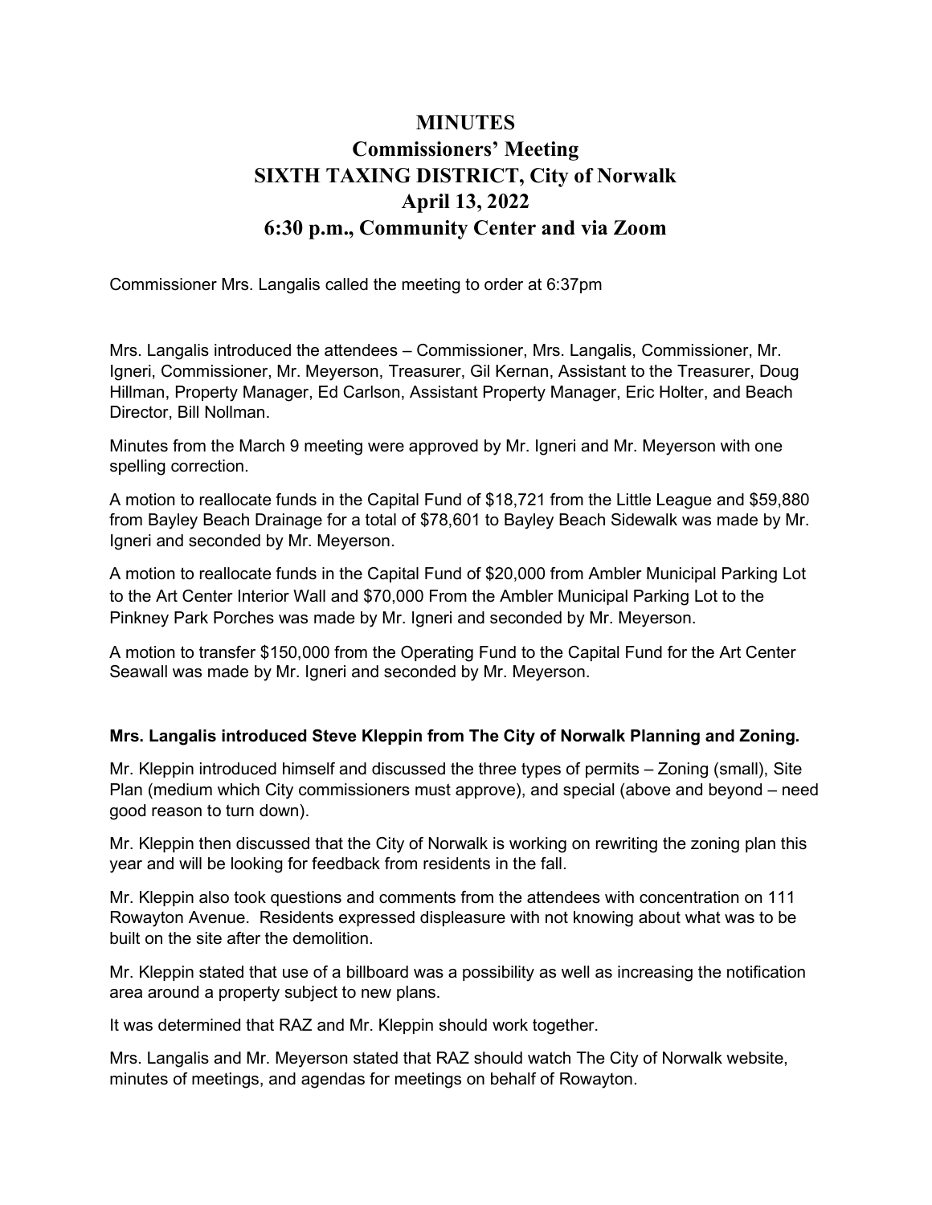# MINUTES
## Commissioners' Meeting
## SIXTH TAXING DISTRICT, City of Norwalk
## April 13, 2022
## 6:30 p.m., Community Center and via Zoom

Commissioner Mrs. Langalis called the meeting to order at 6:37pm

Mrs. Langalis introduced the attendees – Commissioner, Mrs. Langalis, Commissioner, Mr. Igneri, Commissioner, Mr. Meyerson, Treasurer, Gil Kernan, Assistant to the Treasurer, Doug Hillman, Property Manager, Ed Carlson, Assistant Property Manager, Eric Holter, and Beach Director, Bill Nollman.

Minutes from the March 9 meeting were approved by Mr. Igneri and Mr. Meyerson with one spelling correction.

A motion to reallocate funds in the Capital Fund of $18,721 from the Little League and $59,880 from Bayley Beach Drainage for a total of $78,601 to Bayley Beach Sidewalk was made by Mr. Igneri and seconded by Mr. Meyerson.

A motion to reallocate funds in the Capital Fund of $20,000 from Ambler Municipal Parking Lot to the Art Center Interior Wall and $70,000 From the Ambler Municipal Parking Lot to the Pinkney Park Porches was made by Mr. Igneri and seconded by Mr. Meyerson.

A motion to transfer $150,000 from the Operating Fund to the Capital Fund for the Art Center Seawall was made by Mr. Igneri and seconded by Mr. Meyerson.

**Mrs. Langalis introduced Steve Kleppin from The City of Norwalk Planning and Zoning.**

Mr. Kleppin introduced himself and discussed the three types of permits – Zoning (small), Site Plan (medium which City commissioners must approve), and special (above and beyond – need good reason to turn down).

Mr. Kleppin then discussed that the City of Norwalk is working on rewriting the zoning plan this year and will be looking for feedback from residents in the fall.

Mr. Kleppin also took questions and comments from the attendees with concentration on 111 Rowayton Avenue. Residents expressed displeasure with not knowing about what was to be built on the site after the demolition.

Mr. Kleppin stated that use of a billboard was a possibility as well as increasing the notification area around a property subject to new plans.

It was determined that RAZ and Mr. Kleppin should work together.

Mrs. Langalis and Mr. Meyerson stated that RAZ should watch The City of Norwalk website, minutes of meetings, and agendas for meetings on behalf of Rowayton.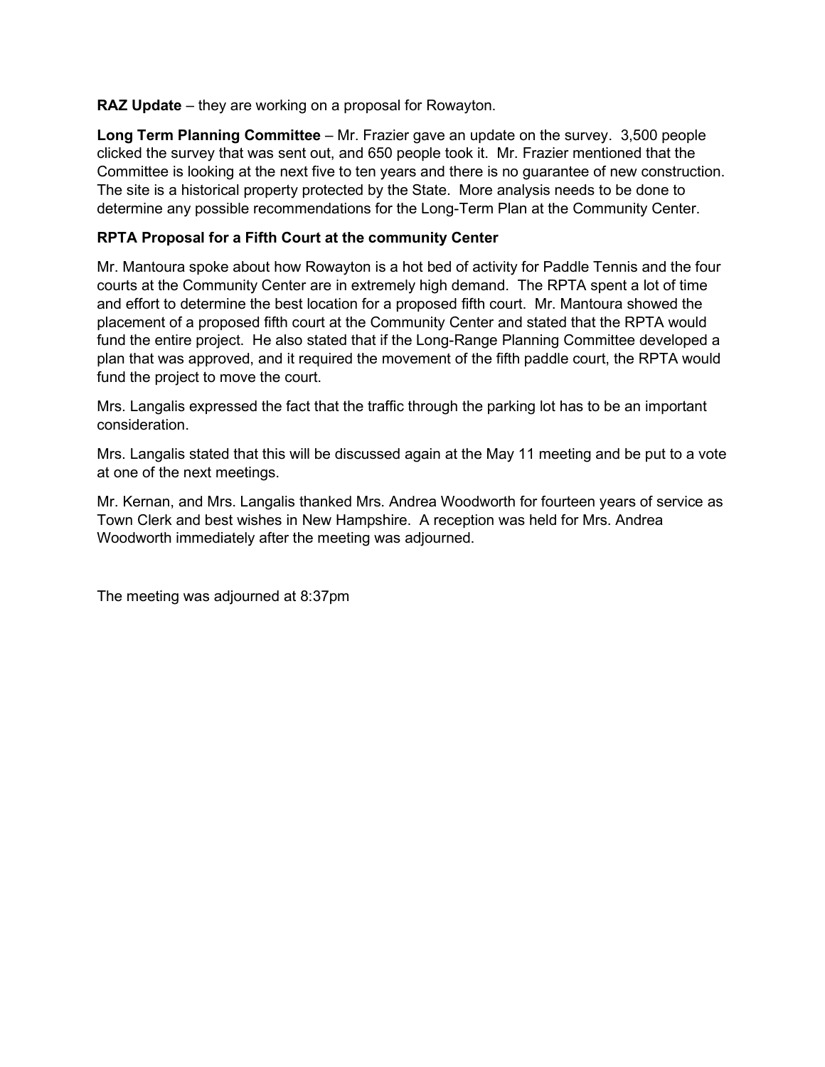**RAZ Update** – they are working on a proposal for Rowayton.

**Long Term Planning Committee** – Mr. Frazier gave an update on the survey. 3,500 people clicked the survey that was sent out, and 650 people took it. Mr. Frazier mentioned that the Committee is looking at the next five to ten years and there is no guarantee of new construction. The site is a historical property protected by the State. More analysis needs to be done to determine any possible recommendations for the Long-Term Plan at the Community Center.

**RPTA Proposal for a Fifth Court at the community Center**

Mr. Mantoura spoke about how Rowayton is a hot bed of activity for Paddle Tennis and the four courts at the Community Center are in extremely high demand. The RPTA spent a lot of time and effort to determine the best location for a proposed fifth court. Mr. Mantoura showed the placement of a proposed fifth court at the Community Center and stated that the RPTA would fund the entire project. He also stated that if the Long-Range Planning Committee developed a plan that was approved, and it required the movement of the fifth paddle court, the RPTA would fund the project to move the court.

Mrs. Langalis expressed the fact that the traffic through the parking lot has to be an important consideration.

Mrs. Langalis stated that this will be discussed again at the May 11 meeting and be put to a vote at one of the next meetings.

Mr. Kernan, and Mrs. Langalis thanked Mrs. Andrea Woodworth for fourteen years of service as Town Clerk and best wishes in New Hampshire. A reception was held for Mrs. Andrea Woodworth immediately after the meeting was adjourned.

The meeting was adjourned at 8:37pm